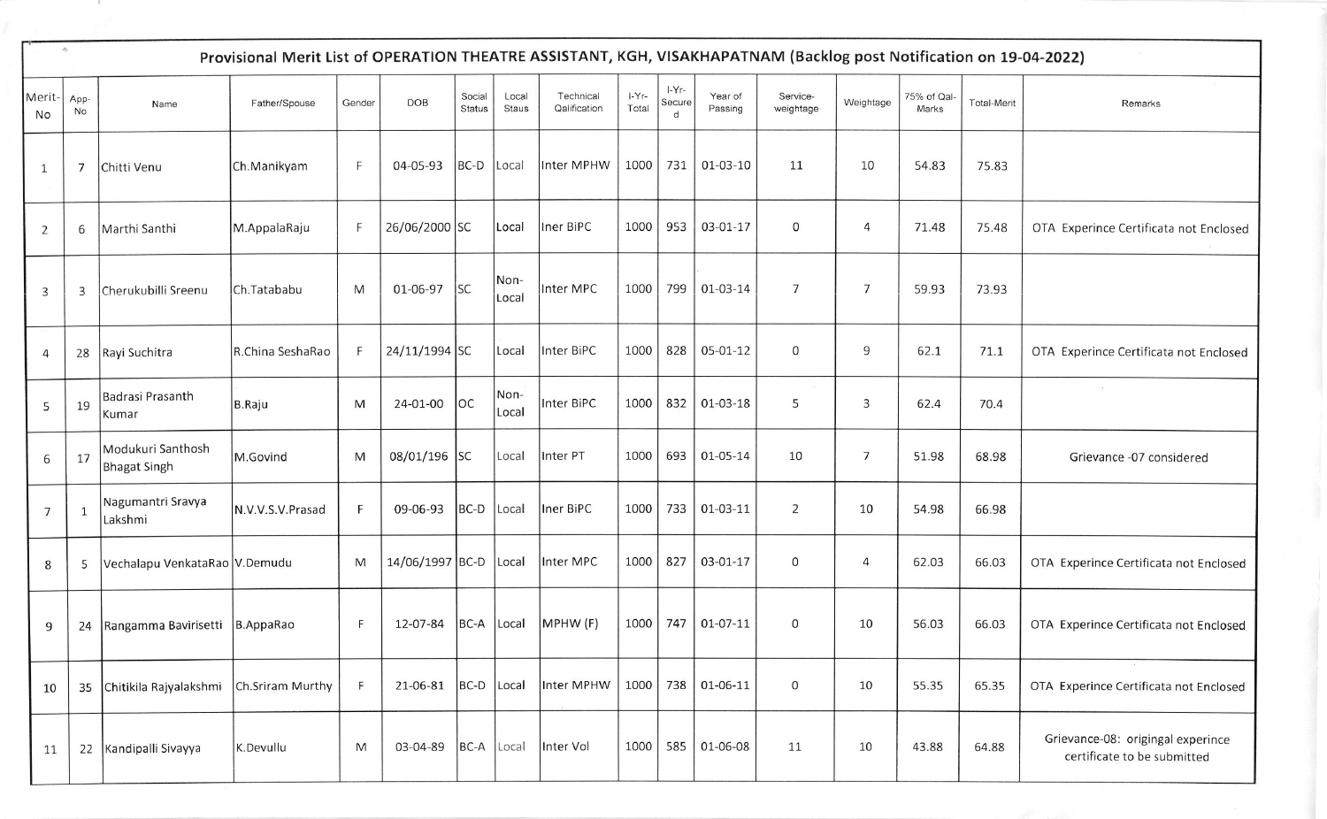# Provisional Merit List of OPERATION THEATRE ASSISTANT, KGH, VISAKHAPATNAM (Backlog post Notification on 19-04-2022)

| Merit-No | App-No | Name | Father/Spouse | Gender | DOB | Social Status | Local Staus | Technical Qalification | I-Yr-Total | I-Yr-Secured | Year of Passing | Service-weightage | Weightage | 75% of Qal-Marks | Total-Merit | Remarks |
|---|---|---|---|---|---|---|---|---|---|---|---|---|---|---|---|---|
| 1 | 7 | Chitti Venu | Ch.Manikyam | F | 04-05-93 | BC-D | Local | Inter MPHW | 1000 | 731 | 01-03-10 | 11 | 10 | 54.83 | 75.83 | |
| 2 | 6 | Marthi Santhi | M.AppalaRaju | F | 26/06/2000 | SC | Local | Iner BiPC | 1000 | 953 | 03-01-17 | 0 | 4 | 71.48 | 75.48 | OTA Experince Certificata not Enclosed |
| 3 | 3 | Cherukubilli Sreenu | Ch.Tatababu | M | 01-06-97 | SC | Non-Local | Inter MPC | 1000 | 799 | 01-03-14 | 7 | 7 | 59.93 | 73.93 | |
| 4 | 28 | Rayi Suchitra | R.China SeshaRao | F | 24/11/1994 | SC | Local | Inter BiPC | 1000 | 828 | 05-01-12 | 0 | 9 | 62.1 | 71.1 | OTA Experince Certificata not Enclosed |
| 5 | 19 | Badrasi Prasanth Kumar | B.Raju | M | 24-01-00 | OC | Non-Local | Inter BiPC | 1000 | 832 | 01-03-18 | 5 | 3 | 62.4 | 70.4 | |
| 6 | 17 | Modukuri Santhosh Bhagat Singh | M.Govind | M | 08/01/196 | SC | Local | Inter PT | 1000 | 693 | 01-05-14 | 10 | 7 | 51.98 | 68.98 | Grievance -07 considered |
| 7 | 1 | Nagumantri Sravya Lakshmi | N.V.V.S.V.Prasad | F | 09-06-93 | BC-D | Local | Iner BiPC | 1000 | 733 | 01-03-11 | 2 | 10 | 54.98 | 66.98 | |
| 8 | 5 | Vechalapu VenkataRao | V.Demudu | M | 14/06/1997 | BC-D | Local | Inter MPC | 1000 | 827 | 03-01-17 | 0 | 4 | 62.03 | 66.03 | OTA Experince Certificata not Enclosed |
| 9 | 24 | Rangamma Bavirisetti | B.AppaRao | F | 12-07-84 | BC-A | Local | MPHW (F) | 1000 | 747 | 01-07-11 | 0 | 10 | 56.03 | 66.03 | OTA Experince Certificata not Enclosed |
| 10 | 35 | Chitikila Rajyalakshmi | Ch.Sriram Murthy | F | 21-06-81 | BC-D | Local | Inter MPHW | 1000 | 738 | 01-06-11 | 0 | 10 | 55.35 | 65.35 | OTA Experince Certificata not Enclosed |
| 11 | 22 | Kandipalli Sivayya | K.Devullu | M | 03-04-89 | BC-A | Local | Inter Vol | 1000 | 585 | 01-06-08 | 11 | 10 | 43.88 | 64.88 | Grievance-08: origingal experince certificate to be submitted |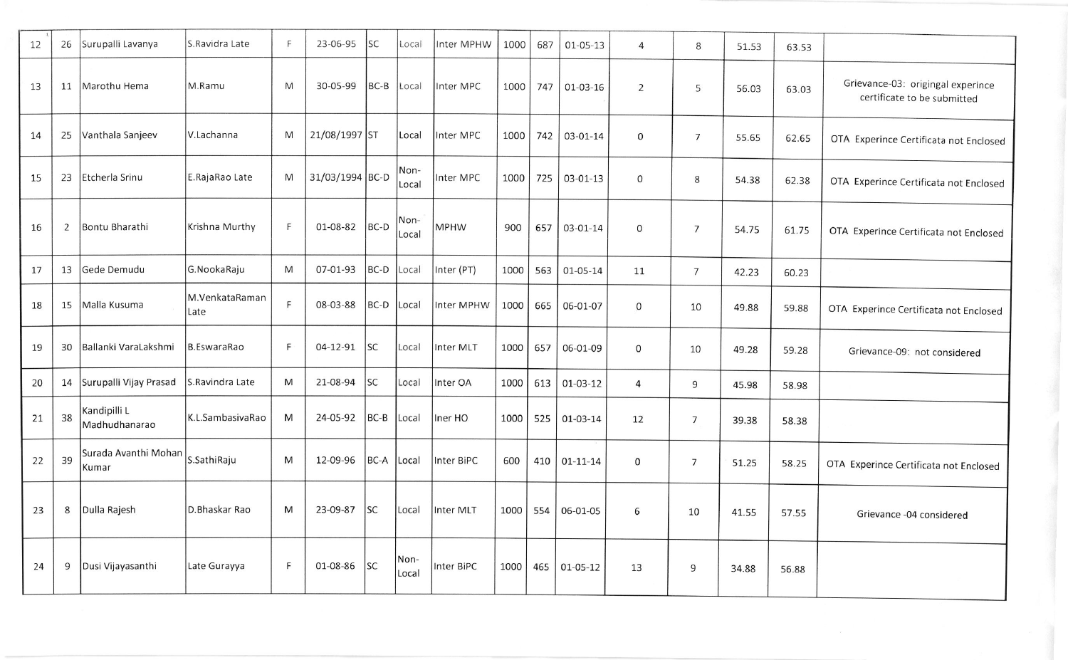| | | | | | | | | | | | | | | | | |
|---|---|---|---|---|---|---|---|---|---|---|---|---|---|---|---|---|
| 12 | 26 | Surupalli Lavanya | S.Ravidra Late | F | 23-06-95 | SC | Local | Inter MPHW | 1000 | 687 | 01-05-13 | 4 | 8 | 51.53 | 63.53 | |
| 13 | 11 | Marothu Hema | M.Ramu | M | 30-05-99 | BC-B | Local | Inter MPC | 1000 | 747 | 01-03-16 | 2 | 5 | 56.03 | 63.03 | Grievance-03: origingal experince certificate to be submitted |
| 14 | 25 | Vanthala Sanjeev | V.Lachanna | M | 21/08/1997 | ST | Local | Inter MPC | 1000 | 742 | 03-01-14 | 0 | 7 | 55.65 | 62.65 | OTA Experince Certificata not Enclosed |
| 15 | 23 | Etcherla Srinu | E.RajaRao Late | M | 31/03/1994 | BC-D | Non-Local | Inter MPC | 1000 | 725 | 03-01-13 | 0 | 8 | 54.38 | 62.38 | OTA Experince Certificata not Enclosed |
| 16 | 2 | Bontu Bharathi | Krishna Murthy | F | 01-08-82 | BC-D | Non-Local | MPHW | 900 | 657 | 03-01-14 | 0 | 7 | 54.75 | 61.75 | OTA Experince Certificata not Enclosed |
| 17 | 13 | Gede Demudu | G.NookaRaju | M | 07-01-93 | BC-D | Local | Inter (PT) | 1000 | 563 | 01-05-14 | 11 | 7 | 42.23 | 60.23 | |
| 18 | 15 | Malla Kusuma | M.VenkataRaman Late | F | 08-03-88 | BC-D | Local | Inter MPHW | 1000 | 665 | 06-01-07 | 0 | 10 | 49.88 | 59.88 | OTA Experince Certificata not Enclosed |
| 19 | 30 | Ballanki VaraLakshmi | B.EswaraRao | F | 04-12-91 | SC | Local | Inter MLT | 1000 | 657 | 06-01-09 | 0 | 10 | 49.28 | 59.28 | Grievance-09: not considered |
| 20 | 14 | Surupalli Vijay Prasad | S.Ravindra Late | M | 21-08-94 | SC | Local | Inter OA | 1000 | 613 | 01-03-12 | 4 | 9 | 45.98 | 58.98 | |
| 21 | 38 | Kandipilli L Madhudhanarao | K.L.SambasivaRao | M | 24-05-92 | BC-B | Local | Iner HO | 1000 | 525 | 01-03-14 | 12 | 7 | 39.38 | 58.38 | |
| 22 | 39 | Surada Avanthi Mohan Kumar | S.SathiRaju | M | 12-09-96 | BC-A | Local | Inter BiPC | 600 | 410 | 01-11-14 | 0 | 7 | 51.25 | 58.25 | OTA Experince Certificata not Enclosed |
| 23 | 8 | Dulla Rajesh | D.Bhaskar Rao | M | 23-09-87 | SC | Local | Inter MLT | 1000 | 554 | 06-01-05 | 6 | 10 | 41.55 | 57.55 | Grievance -04 considered |
| 24 | 9 | Dusi Vijayasanthi | Late Gurayya | F | 01-08-86 | SC | Non-Local | Inter BiPC | 1000 | 465 | 01-05-12 | 13 | 9 | 34.88 | 56.88 | |